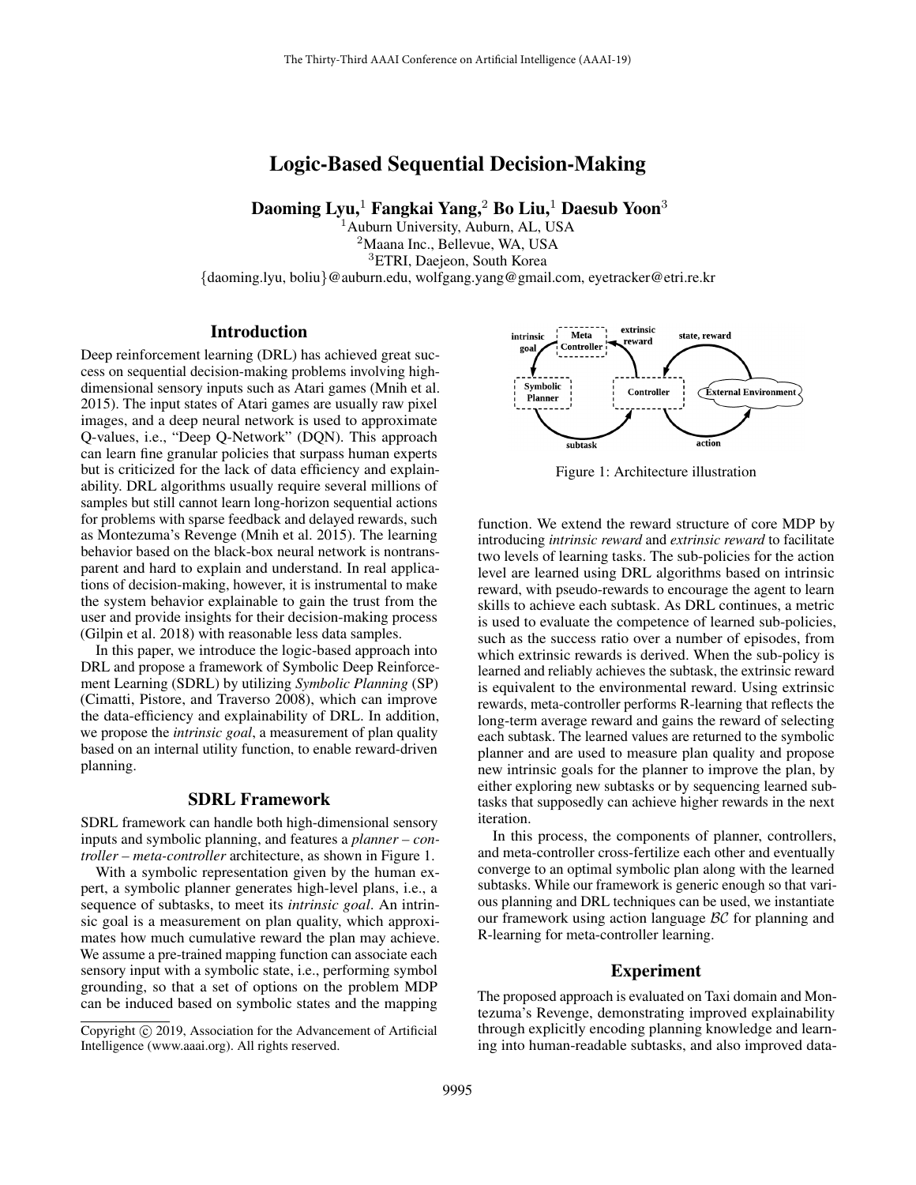# Logic-Based Sequential Decision-Making

**Daoming Lyu,[1] Fangkai Yang,[2] Bo Liu,[1] Daesub Yoon[3]**

[1]Auburn University, Auburn, AL, USA
[2]Maana Inc., Bellevue, WA, USA
[3]ETRI, Daejeon, South Korea
{daoming.lyu, boliu}@auburn.edu, wolfgang.yang@gmail.com, eyetracker@etri.re.kr

## Introduction

Deep reinforcement learning (DRL) has achieved great success on sequential decision-making problems involving high-dimensional sensory inputs such as Atari games (Mnih et al. 2015). The input states of Atari games are usually raw pixel images, and a deep neural network is used to approximate Q-values, i.e., "Deep Q-Network" (DQN). This approach can learn fine granular policies that surpass human experts but is criticized for the lack of data efficiency and explainability. DRL algorithms usually require several millions of samples but still cannot learn long-horizon sequential actions for problems with sparse feedback and delayed rewards, such as Montezuma's Revenge (Mnih et al. 2015). The learning behavior based on the black-box neural network is nontransparent and hard to explain and understand. In real applications of decision-making, however, it is instrumental to make the system behavior explainable to gain the trust from the user and provide insights for their decision-making process (Gilpin et al. 2018) with reasonable less data samples.

In this paper, we introduce the logic-based approach into DRL and propose a framework of Symbolic Deep Reinforcement Learning (SDRL) by utilizing *Symbolic Planning* (SP) (Cimatti, Pistore, and Traverso 2008), which can improve the data-efficiency and explainability of DRL. In addition, we propose the *intrinsic goal*, a measurement of plan quality based on an internal utility function, to enable reward-driven planning.

## SDRL Framework

SDRL framework can handle both high-dimensional sensory inputs and symbolic planning, and features a *planner – controller – meta-controller* architecture, as shown in Figure 1.

With a symbolic representation given by the human expert, a symbolic planner generates high-level plans, i.e., a sequence of subtasks, to meet its *intrinsic goal*. An intrinsic goal is a measurement on plan quality, which approximates how much cumulative reward the plan may achieve. We assume a pre-trained mapping function can associate each sensory input with a symbolic state, i.e., performing symbol grounding, so that a set of options on the problem MDP can be induced based on symbolic states and the mapping function. We extend the reward structure of core MDP by introducing *intrinsic reward* and *extrinsic reward* to facilitate two levels of learning tasks. The sub-policies for the action level are learned using DRL algorithms based on intrinsic reward, with pseudo-rewards to encourage the agent to learn skills to achieve each subtask. As DRL continues, a metric is used to evaluate the competence of learned sub-policies, such as the success ratio over a number of episodes, from which extrinsic rewards is derived. When the sub-policy is learned and reliably achieves the subtask, the extrinsic reward is equivalent to the environmental reward. Using extrinsic rewards, meta-controller performs R-learning that reflects the long-term average reward and gains the reward of selecting each subtask. The learned values are returned to the symbolic planner and are used to measure plan quality and propose new intrinsic goals for the planner to improve the plan, by either exploring new subtasks or by sequencing learned subtasks that supposedly can achieve higher rewards in the next iteration.

Figure 1: Architecture illustration

In this process, the components of planner, controllers, and meta-controller cross-fertilize each other and eventually converge to an optimal symbolic plan along with the learned subtasks. While our framework is generic enough so that various planning and DRL techniques can be used, we instantiate our framework using action language $\mathcal{BC}$ for planning and R-learning for meta-controller learning.

## Experiment

The proposed approach is evaluated on Taxi domain and Montezuma's Revenge, demonstrating improved explainability through explicitly encoding planning knowledge and learning into human-readable subtasks, and also improved data-

Copyright © 2019, Association for the Advancement of Artificial Intelligence (www.aaai.org). All rights reserved.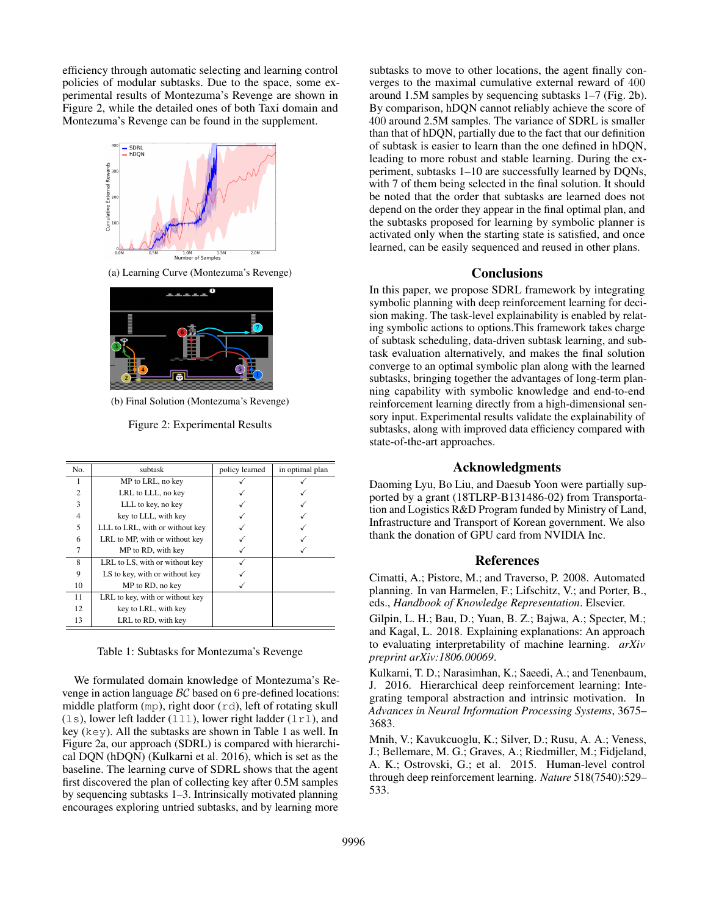efficiency through automatic selecting and learning control policies of modular subtasks. Due to the space, some experimental results of Montezuma's Revenge are shown in Figure 2, while the detailed ones of both Taxi domain and Montezuma's Revenge can be found in the supplement.

SDRL
hDQN
Cumulative External Rewards
400
300
200
100
0
0.0M
0.5M
1.0M
1.5M
2.0M
Number of Samples

(a) Learning Curve (Montezuma's Revenge)

(b) Final Solution (Montezuma's Revenge)

Figure 2: Experimental Results

| No. | subtask | policy learned | in optimal plan |
|---|---|---|---|
| 1 | MP to LRL, no key | ✓ | ✓ |
| 2 | LRL to LLL, no key | ✓ | ✓ |
| 3 | LLL to key, no key | ✓ | ✓ |
| 4 | key to LLL, with key | ✓ | ✓ |
| 5 | LLL to LRL, with or without key | ✓ | ✓ |
| 6 | LRL to MP, with or without key | ✓ | ✓ |
| 7 | MP to RD, with key | ✓ | ✓ |
| 8 | LRL to LS, with or without key | ✓ | |
| 9 | LS to key, with or without key | ✓ | |
| 10 | MP to RD, no key | ✓ | |
| 11 | LRL to key, with or without key | | |
| 12 | key to LRL, with key | | |
| 13 | LRL to RD, with key | | |

Table 1: Subtasks for Montezuma's Revenge

We formulated domain knowledge of Montezuma's Revenge in action language $\mathcal{BC}$ based on 6 pre-defined locations: middle platform (`mp`), right door (`rd`), left of rotating skull (`ls`), lower left ladder (`lll`), lower right ladder (`lrl`), and key (`key`). All the subtasks are shown in Table 1 as well. In Figure 2a, our approach (SDRL) is compared with hierarchical DQN (hDQN) (Kulkarni et al. 2016), which is set as the baseline. The learning curve of SDRL shows that the agent first discovered the plan of collecting key after 0.5M samples by sequencing subtasks 1–3. Intrinsically motivated planning encourages exploring untried subtasks, and by learning more subtasks to move to other locations, the agent finally converges to the maximal cumulative external reward of 400 around 1.5M samples by sequencing subtasks 1–7 (Fig. 2b). By comparison, hDQN cannot reliably achieve the score of 400 around 2.5M samples. The variance of SDRL is smaller than that of hDQN, partially due to the fact that our definition of subtask is easier to learn than the one defined in hDQN, leading to more robust and stable learning. During the experiment, subtasks 1–10 are successfully learned by DQNs, with 7 of them being selected in the final solution. It should be noted that the order that subtasks are learned does not depend on the order they appear in the final optimal plan, and the subtasks proposed for learning by symbolic planner is activated only when the starting state is satisfied, and once learned, can be easily sequenced and reused in other plans.

## Conclusions

In this paper, we propose SDRL framework by integrating symbolic planning with deep reinforcement learning for decision making. The task-level explainability is enabled by relating symbolic actions to options.This framework takes charge of subtask scheduling, data-driven subtask learning, and subtask evaluation alternatively, and makes the final solution converge to an optimal symbolic plan along with the learned subtasks, bringing together the advantages of long-term planning capability with symbolic knowledge and end-to-end reinforcement learning directly from a high-dimensional sensory input. Experimental results validate the explainability of subtasks, along with improved data efficiency compared with state-of-the-art approaches.

## Acknowledgments

Daoming Lyu, Bo Liu, and Daesub Yoon were partially supported by a grant (18TLRP-B131486-02) from Transportation and Logistics R&D Program funded by Ministry of Land, Infrastructure and Transport of Korean government. We also thank the donation of GPU card from NVIDIA Inc.

## References

Cimatti, A.; Pistore, M.; and Traverso, P. 2008. Automated planning. In van Harmelen, F.; Lifschitz, V.; and Porter, B., eds., *Handbook of Knowledge Representation*. Elsevier.

Gilpin, L. H.; Bau, D.; Yuan, B. Z.; Bajwa, A.; Specter, M.; and Kagal, L. 2018. Explaining explanations: An approach to evaluating interpretability of machine learning. *arXiv preprint arXiv:1806.00069*.

Kulkarni, T. D.; Narasimhan, K.; Saeedi, A.; and Tenenbaum, J. 2016. Hierarchical deep reinforcement learning: Integrating temporal abstraction and intrinsic motivation. In *Advances in Neural Information Processing Systems*, 3675–3683.

Mnih, V.; Kavukcuoglu, K.; Silver, D.; Rusu, A. A.; Veness, J.; Bellemare, M. G.; Graves, A.; Riedmiller, M.; Fidjeland, A. K.; Ostrovski, G.; et al. 2015. Human-level control through deep reinforcement learning. *Nature* 518(7540):529–533.